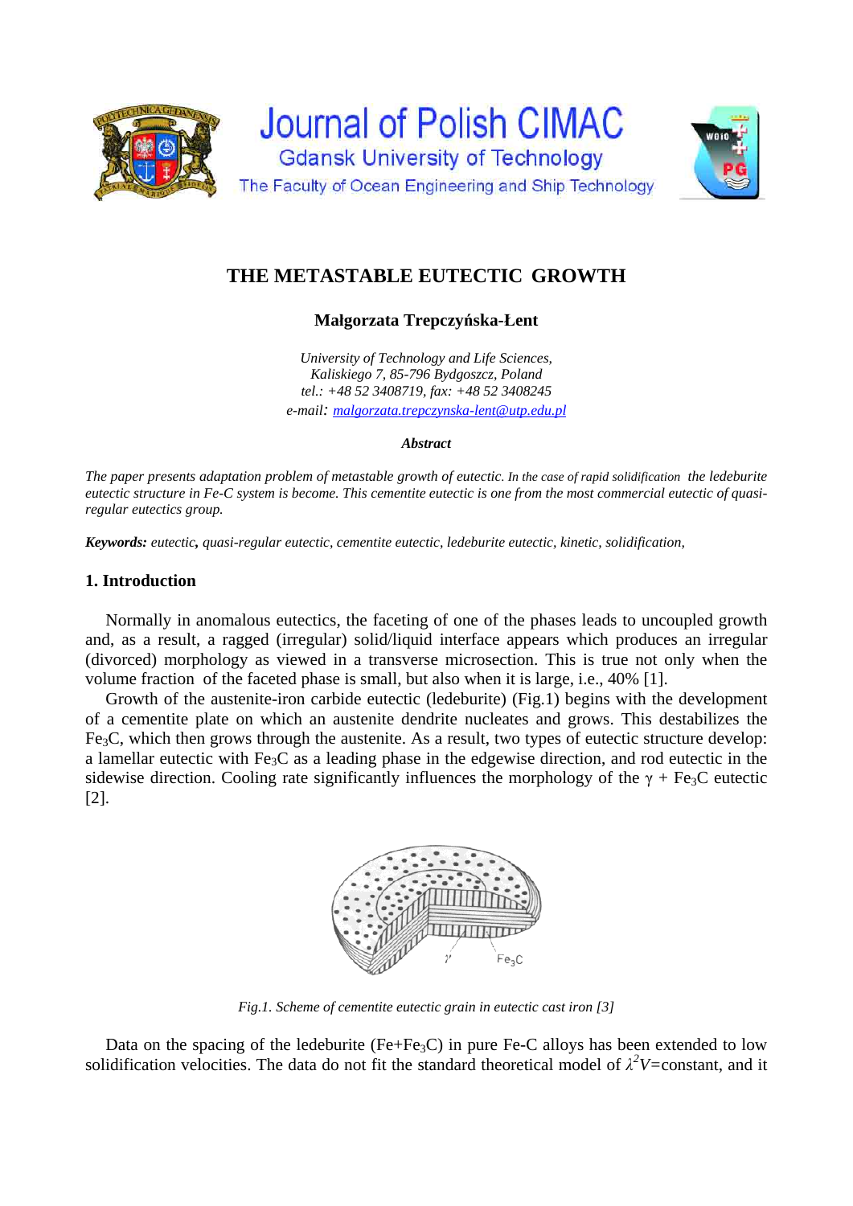# THE METASTABLE EUTECTIC GROWTH

**Małgorzata Trepczyńska-Łent**

*University of Technology and Life Sciences,*
*Kaliskiego 7, 85-796 Bydgoszcz, Poland*
*tel.: +48 52 3408719, fax: +48 52 3408245*
*e-mail: malgorzata.trepczynska-lent@utp.edu.pl*

***Abstract***

*The paper presents adaptation problem of metastable growth of eutectic. In the case of rapid solidification the ledeburite eutectic structure in Fe-C system is become. This cementite eutectic is one from the most commercial eutectic of quasi-regular eutectics group.*

***Keywords:*** *eutectic, quasi-regular eutectic, cementite eutectic, ledeburite eutectic, kinetic, solidification,*

## 1. Introduction

Normally in anomalous eutectics, the faceting of one of the phases leads to uncoupled growth and, as a result, a ragged (irregular) solid/liquid interface appears which produces an irregular (divorced) morphology as viewed in a transverse microsection. This is true not only when the volume fraction of the faceted phase is small, but also when it is large, i.e., 40% [1].

Growth of the austenite-iron carbide eutectic (ledeburite) (Fig.1) begins with the development of a cementite plate on which an austenite dendrite nucleates and grows. This destabilizes the $Fe_3C$, which then grows through the austenite. As a result, two types of eutectic structure develop: a lamellar eutectic with $Fe_3C$ as a leading phase in the edgewise direction, and rod eutectic in the sidewise direction. Cooling rate significantly influences the morphology of the $\gamma$ + $Fe_3C$ eutectic [2].

*Fig.1. Scheme of cementite eutectic grain in eutectic cast iron [3]*

Data on the spacing of the ledeburite (Fe+$Fe_3C$) in pure Fe-C alloys has been extended to low solidification velocities. The data do not fit the standard theoretical model of $\lambda^2V$=constant, and it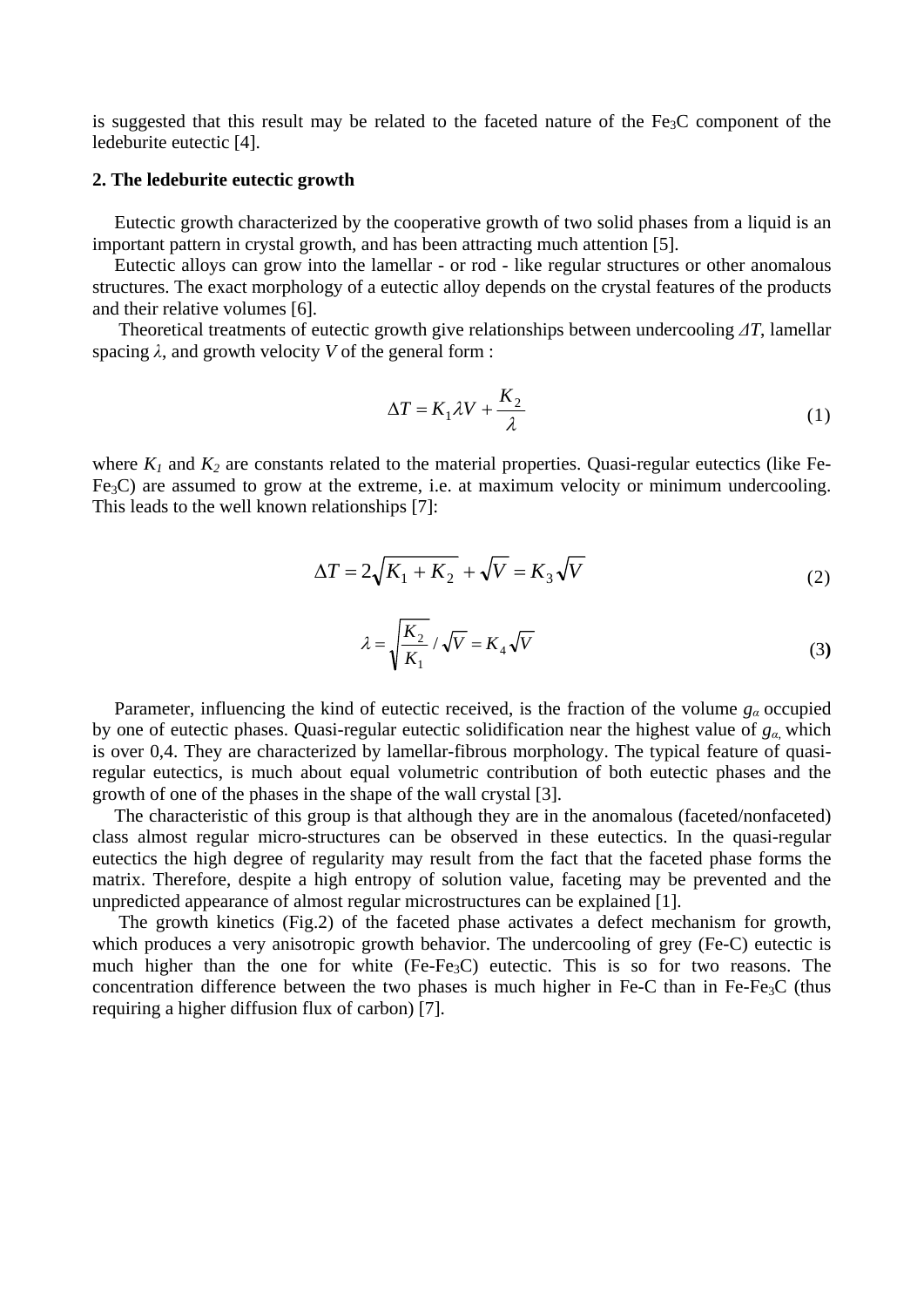is suggested that this result may be related to the faceted nature of the $Fe_3C$ component of the ledeburite eutectic [4].

**2. The ledeburite eutectic growth**

Eutectic growth characterized by the cooperative growth of two solid phases from a liquid is an important pattern in crystal growth, and has been attracting much attention [5].

Eutectic alloys can grow into the lamellar - or rod - like regular structures or other anomalous structures. The exact morphology of a eutectic alloy depends on the crystal features of the products and their relative volumes [6].

Theoretical treatments of eutectic growth give relationships between undercooling $\Delta T$, lamellar spacing $\lambda$, and growth velocity $V$ of the general form :

$$\Delta T = K_1 \lambda V + \frac{K_2}{\lambda} \tag{1}$$

where $K_1$ and $K_2$ are constants related to the material properties. Quasi-regular eutectics (like Fe-$Fe_3C$) are assumed to grow at the extreme, i.e. at maximum velocity or minimum undercooling. This leads to the well known relationships [7]:

$$\Delta T = 2\sqrt{K_1 + K_2} + \sqrt{V} = K_3 \sqrt{V} \tag{2}$$

$$\lambda = \sqrt{\frac{K_2}{K_1}} / \sqrt{V} = K_4 \sqrt{V} \tag{3}$$

Parameter, influencing the kind of eutectic received, is the fraction of the volume $g_\alpha$ occupied by one of eutectic phases. Quasi-regular eutectic solidification near the highest value of $g_\alpha$, which is over 0,4. They are characterized by lamellar-fibrous morphology. The typical feature of quasi-regular eutectics, is much about equal volumetric contribution of both eutectic phases and the growth of one of the phases in the shape of the wall crystal [3].

The characteristic of this group is that although they are in the anomalous (faceted/nonfaceted) class almost regular micro-structures can be observed in these eutectics. In the quasi-regular eutectics the high degree of regularity may result from the fact that the faceted phase forms the matrix. Therefore, despite a high entropy of solution value, faceting may be prevented and the unpredicted appearance of almost regular microstructures can be explained [1].

The growth kinetics (Fig.2) of the faceted phase activates a defect mechanism for growth, which produces a very anisotropic growth behavior. The undercooling of grey (Fe-C) eutectic is much higher than the one for white (Fe-$Fe_3C$) eutectic. This is so for two reasons. The concentration difference between the two phases is much higher in Fe-C than in Fe-$Fe_3C$ (thus requiring a higher diffusion flux of carbon) [7].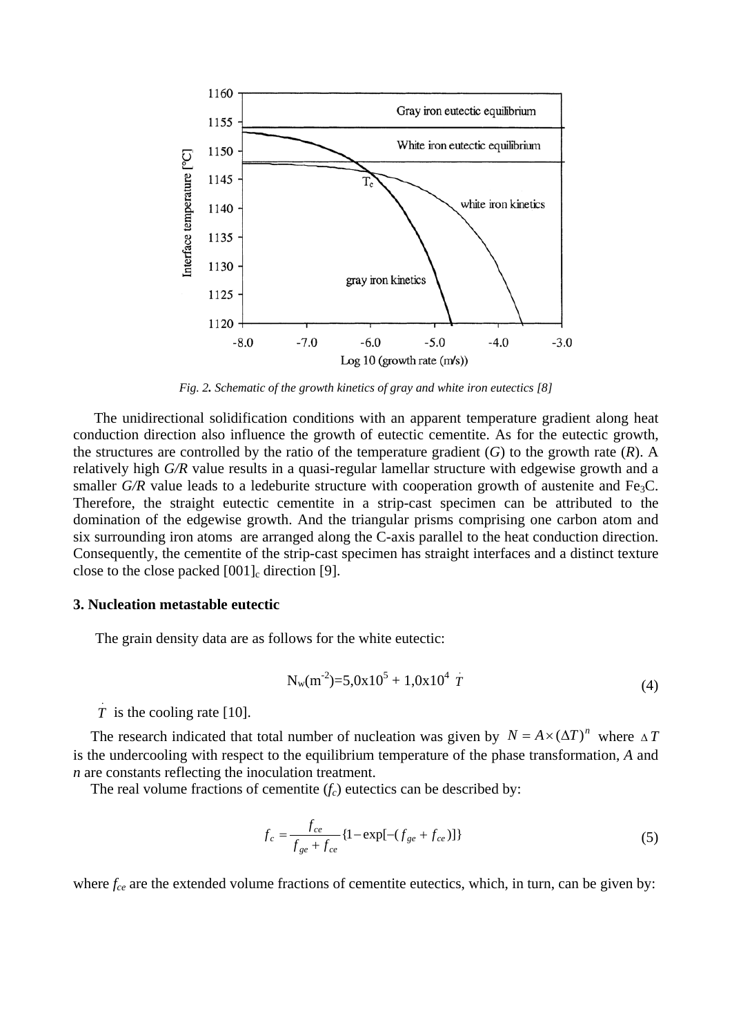Fig. 2. Schematic of the growth kinetics of gray and white iron eutectics [8]

The unidirectional solidification conditions with an apparent temperature gradient along heat conduction direction also influence the growth of eutectic cementite. As for the eutectic growth, the structures are controlled by the ratio of the temperature gradient ($G$) to the growth rate ($R$). A relatively high $G/R$ value results in a quasi-regular lamellar structure with edgewise growth and a smaller $G/R$ value leads to a ledeburite structure with cooperation growth of austenite and $Fe_3C$. Therefore, the straight eutectic cementite in a strip-cast specimen can be attributed to the domination of the edgewise growth. And the triangular prisms comprising one carbon atom and six surrounding iron atoms are arranged along the C-axis parallel to the heat conduction direction. Consequently, the cementite of the strip-cast specimen has straight interfaces and a distinct texture close to the close packed $[001]_c$ direction [9].

### 3. Nucleation metastable eutectic

The grain density data are as follows for the white eutectic:

$$N_w(m^{-2})=5{,}0\text{x}10^5 + 1{,}0\text{x}10^4\ \dot{T} \tag{4}$$

$\dot{T}$ is the cooling rate [10].

The research indicated that total number of nucleation was given by $N = A \times (\Delta T)^n$ where $\Delta T$ is the undercooling with respect to the equilibrium temperature of the phase transformation, $A$ and $n$ are constants reflecting the inoculation treatment.

The real volume fractions of cementite ($f_c$) eutectics can be described by:

$$f_c = \frac{f_{ce}}{f_{ge} + f_{ce}} \{1 - \exp[-(f_{ge} + f_{ce})]\} \tag{5}$$

where $f_{ce}$ are the extended volume fractions of cementite eutectics, which, in turn, can be given by: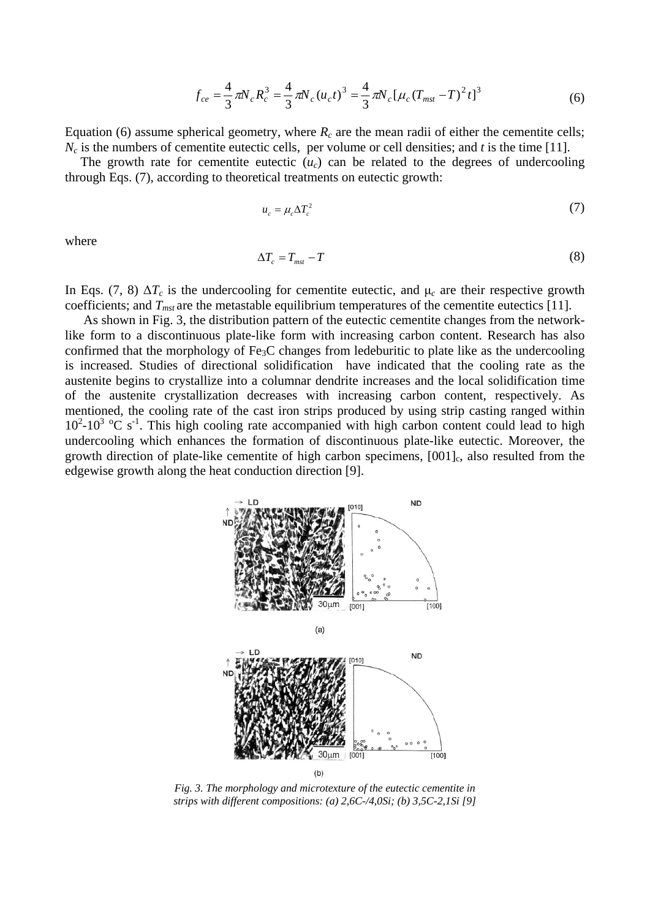$$f_{ce} = \frac{4}{3}\pi N_c R_c^3 = \frac{4}{3}\pi N_c (u_c t)^3 = \frac{4}{3}\pi N_c [\mu_c (T_{mst} - T)^2 t]^3 \tag{6}$$

Equation (6) assume spherical geometry, where $R_c$ are the mean radii of either the cementite cells; $N_c$ is the numbers of cementite eutectic cells, per volume or cell densities; and $t$ is the time [11].

The growth rate for cementite eutectic ($u_c$) can be related to the degrees of undercooling through Eqs. (7), according to theoretical treatments on eutectic growth:

$$u_c = \mu_c \Delta T_c^2 \tag{7}$$

where

$$\Delta T_c = T_{mst} - T \tag{8}$$

In Eqs. (7, 8) $\Delta T_c$ is the undercooling for cementite eutectic, and $\mu_c$ are their respective growth coefficients; and $T_{mst}$ are the metastable equilibrium temperatures of the cementite eutectics [11].

As shown in Fig. 3, the distribution pattern of the eutectic cementite changes from the network-like form to a discontinuous plate-like form with increasing carbon content. Research has also confirmed that the morphology of $Fe_3C$ changes from ledeburitic to plate like as the undercooling is increased. Studies of directional solidification have indicated that the cooling rate as the austenite begins to crystallize into a columnar dendrite increases and the local solidification time of the austenite crystallization decreases with increasing carbon content, respectively. As mentioned, the cooling rate of the cast iron strips produced by using strip casting ranged within $10^2$-$10^3$ °C $s^{-1}$. This high cooling rate accompanied with high carbon content could lead to high undercooling which enhances the formation of discontinuous plate-like eutectic. Moreover, the growth direction of plate-like cementite of high carbon specimens, $[001]_c$, also resulted from the edgewise growth along the heat conduction direction [9].

*Fig. 3. The morphology and microtexture of the eutectic cementite in strips with different compositions: (a) 2,6C-/4,0Si; (b) 3,5C-2,1Si [9]*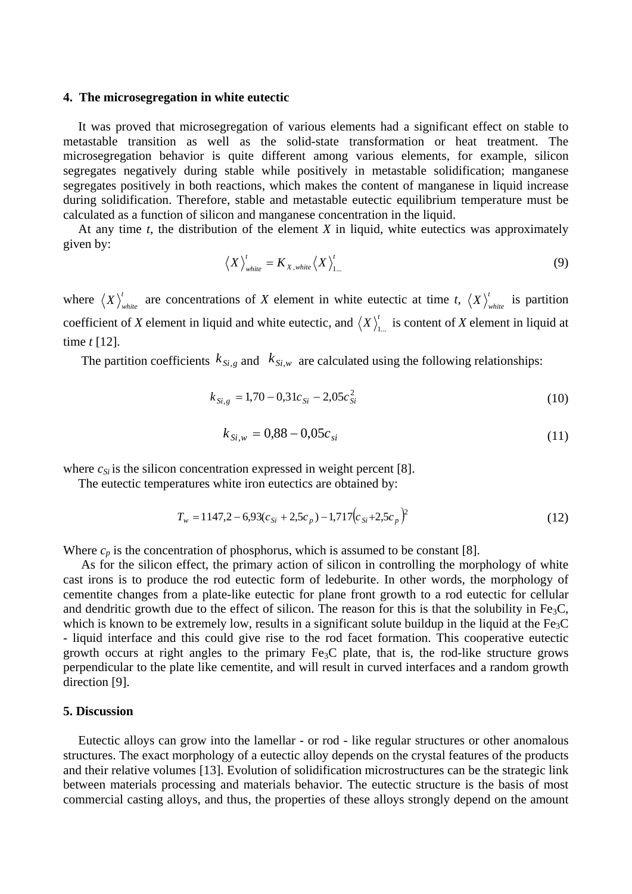### 4. The microsegregation in white eutectic

It was proved that microsegregation of various elements had a significant effect on stable to metastable transition as well as the solid-state transformation or heat treatment. The microsegregation behavior is quite different among various elements, for example, silicon segregates negatively during stable while positively in metastable solidification; manganese segregates positively in both reactions, which makes the content of manganese in liquid increase during solidification. Therefore, stable and metastable eutectic equilibrium temperature must be calculated as a function of silicon and manganese concentration in the liquid.

At any time *t*, the distribution of the element *X* in liquid, white eutectics was approximately given by:

$$\langle X \rangle_{white}^{t} = K_{X,white} \langle X \rangle_{1...}^{t} \tag{9}$$

where $\langle X \rangle_{white}^{t}$ are concentrations of *X* element in white eutectic at time *t*, $\langle X \rangle_{white}^{t}$ is partition coefficient of *X* element in liquid and white eutectic, and $\langle X \rangle_{1...}^{t}$ is content of *X* element in liquid at time *t* [12].

The partition coefficients $k_{Si,g}$ and $k_{Si,w}$ are calculated using the following relationships:

$$k_{Si,g} = 1{,}70 - 0{,}31c_{Si} - 2{,}05c_{Si}^{2} \tag{10}$$

$$k_{Si,w} = 0{,}88 - 0{,}05c_{si} \tag{11}$$

where $c_{Si}$ is the silicon concentration expressed in weight percent [8].

The eutectic temperatures white iron eutectics are obtained by:

$$T_w = 1147{,}2 - 6{,}93(c_{Si} + 2{,}5c_p) - 1{,}717(c_{Si} + 2{,}5c_p)^2 \tag{12}$$

Where $c_p$ is the concentration of phosphorus, which is assumed to be constant [8].

As for the silicon effect, the primary action of silicon in controlling the morphology of white cast irons is to produce the rod eutectic form of ledeburite. In other words, the morphology of cementite changes from a plate-like eutectic for plane front growth to a rod eutectic for cellular and dendritic growth due to the effect of silicon. The reason for this is that the solubility in $Fe_3C$, which is known to be extremely low, results in a significant solute buildup in the liquid at the $Fe_3C$ - liquid interface and this could give rise to the rod facet formation. This cooperative eutectic growth occurs at right angles to the primary $Fe_3C$ plate, that is, the rod-like structure grows perpendicular to the plate like cementite, and will result in curved interfaces and a random growth direction [9].

### 5. Discussion

Eutectic alloys can grow into the lamellar - or rod - like regular structures or other anomalous structures. The exact morphology of a eutectic alloy depends on the crystal features of the products and their relative volumes [13]. Evolution of solidification microstructures can be the strategic link between materials processing and materials behavior. The eutectic structure is the basis of most commercial casting alloys, and thus, the properties of these alloys strongly depend on the amount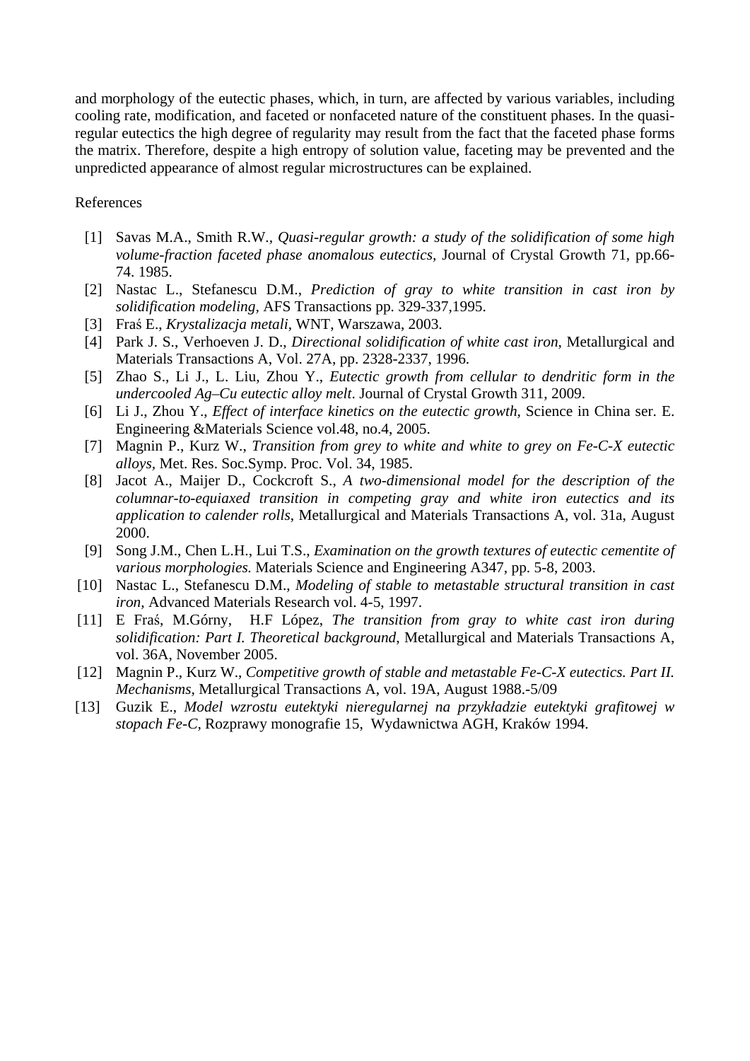and morphology of the eutectic phases, which, in turn, are affected by various variables, including cooling rate, modification, and faceted or nonfaceted nature of the constituent phases. In the quasi-regular eutectics the high degree of regularity may result from the fact that the faceted phase forms the matrix. Therefore, despite a high entropy of solution value, faceting may be prevented and the unpredicted appearance of almost regular microstructures can be explained.

References

[1] Savas M.A., Smith R.W., *Quasi-regular growth: a study of the solidification of some high volume-fraction faceted phase anomalous eutectics*, Journal of Crystal Growth 71, pp.66-74. 1985.

[2] Nastac L., Stefanescu D.M., *Prediction of gray to white transition in cast iron by solidification modeling*, AFS Transactions pp. 329-337,1995.

[3] Fraś E., *Krystalizacja metali*, WNT, Warszawa, 2003.

[4] Park J. S., Verhoeven J. D., *Directional solidification of white cast iron*, Metallurgical and Materials Transactions A, Vol. 27A, pp. 2328-2337, 1996.

[5] Zhao S., Li J., L. Liu, Zhou Y., *Eutectic growth from cellular to dendritic form in the undercooled Ag–Cu eutectic alloy melt*. Journal of Crystal Growth 311, 2009.

[6] Li J., Zhou Y., *Effect of interface kinetics on the eutectic growth*, Science in China ser. E. Engineering &Materials Science vol.48, no.4, 2005.

[7] Magnin P., Kurz W., *Transition from grey to white and white to grey on Fe-C-X eutectic alloys,* Met. Res. Soc.Symp. Proc. Vol. 34, 1985.

[8] Jacot A., Maijer D., Cockcroft S., *A two-dimensional model for the description of the columnar-to-equiaxed transition in competing gray and white iron eutectics and its application to calender rolls*, Metallurgical and Materials Transactions A, vol. 31a, August 2000.

[9] Song J.M., Chen L.H., Lui T.S., *Examination on the growth textures of eutectic cementite of various morphologies.* Materials Science and Engineering A347, pp. 5-8, 2003.

[10] Nastac L., Stefanescu D.M., *Modeling of stable to metastable structural transition in cast iron*, Advanced Materials Research vol. 4-5, 1997.

[11] E Fraś, M.Górny, H.F López, *The transition from gray to white cast iron during solidification: Part I. Theoretical background*, Metallurgical and Materials Transactions A, vol. 36A, November 2005.

[12] Magnin P., Kurz W., *Competitive growth of stable and metastable Fe-C-X eutectics. Part II. Mechanisms,* Metallurgical Transactions A, vol. 19A, August 1988.-5/09

[13] Guzik E., *Model wzrostu eutektyki nieregularnej na przykładzie eutektyki grafitowej w stopach Fe-C*, Rozprawy monografie 15, Wydawnictwa AGH, Kraków 1994.